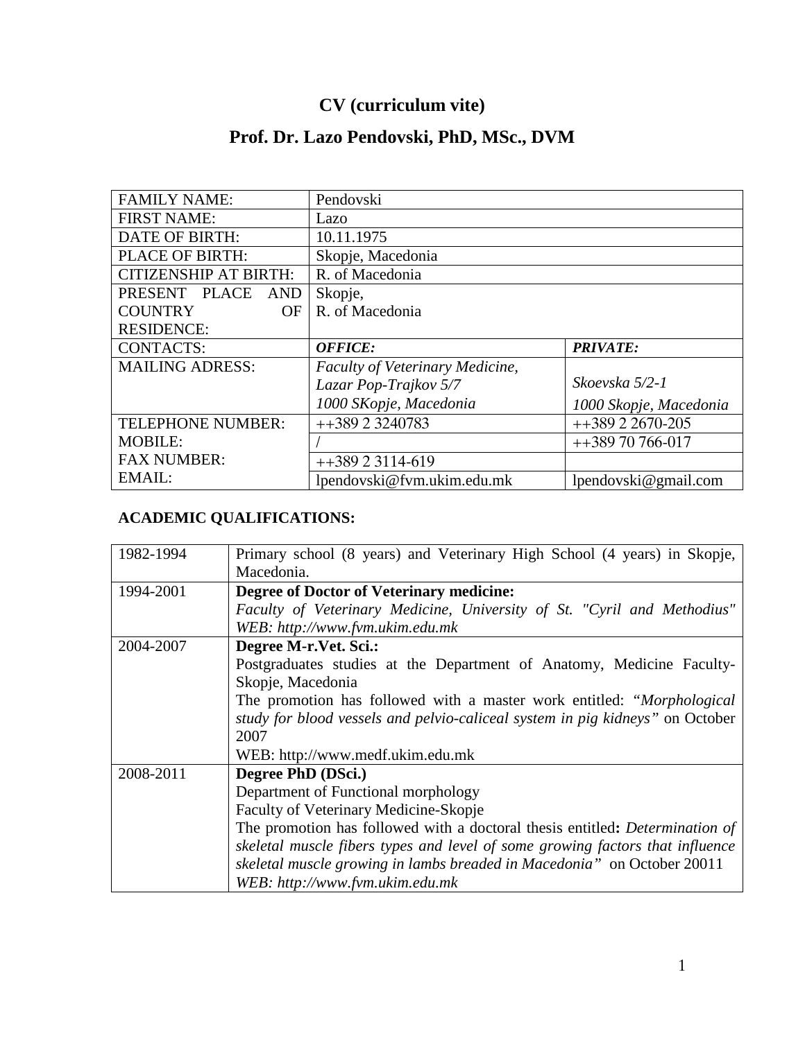# CV (curriculum vite)

# Prof. Dr. Lazo Pendovski, PhD, MSc., DVM

| | | |
|---|---|---|
| FAMILY NAME: | Pendovski | |
| FIRST NAME: | Lazo | |
| DATE OF BIRTH: | 10.11.1975 | |
| PLACE OF BIRTH: | Skopje, Macedonia | |
| CITIZENSHIP AT BIRTH: | R. of Macedonia | |
| PRESENT PLACE AND COUNTRY OF RESIDENCE: | Skopje, R. of Macedonia | |
| CONTACTS: | ***OFFICE:*** | ***PRIVATE:*** |
| MAILING ADRESS: | *Faculty of Veterinary Medicine, Lazar Pop-Trajkov 5/7 1000 SKopje, Macedonia* | *Skoevska 5/2-1 1000 Skopje, Macedonia* |
| TELEPHONE NUMBER: | ++389 2 3240783 | ++389 2 2670-205 |
| MOBILE: | / | ++389 70 766-017 |
| FAX NUMBER: | ++389 2 3114-619 | |
| EMAIL: | lpendovski@fvm.ukim.edu.mk | lpendovski@gmail.com |

## ACADEMIC QUALIFICATIONS:

| | |
|---|---|
| 1982-1994 | Primary school (8 years) and Veterinary High School (4 years) in Skopje, Macedonia. |
| 1994-2001 | **Degree of Doctor of Veterinary medicine:**<br>*Faculty of Veterinary Medicine, University of St. "Cyril and Methodius"*<br>*WEB: http://www.fvm.ukim.edu.mk* |
| 2004-2007 | **Degree M-r.Vet. Sci.:**<br>Postgraduates studies at the Department of Anatomy, Medicine Faculty-Skopje, Macedonia<br>The promotion has followed with a master work entitled: *"Morphological study for blood vessels and pelvio-caliceal system in pig kidneys"* on October 2007<br>WEB: http://www.medf.ukim.edu.mk |
| 2008-2011 | **Degree PhD (DSci.)**<br>Department of Functional morphology<br>Faculty of Veterinary Medicine-Skopje<br>The promotion has followed with a doctoral thesis entitled**:** *Determination of skeletal muscle fibers types and level of some growing factors that influence skeletal muscle growing in lambs breaded in Macedonia"* on October 20011<br>*WEB: http://www.fvm.ukim.edu.mk* |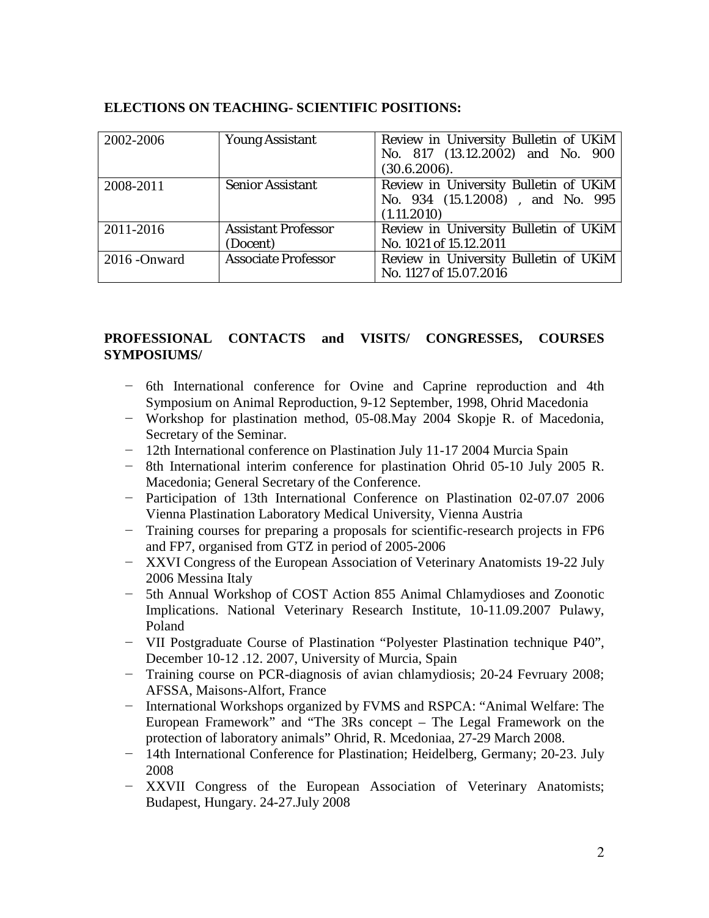**ELECTIONS ON TEACHING- SCIENTIFIC POSITIONS:**

| | | |
|---|---|---|
| 2002-2006 | Young Assistant | Review in University Bulletin of UKiM No. 817 (13.12.2002) and No. 900 (30.6.2006). |
| 2008-2011 | Senior Assistant | Review in University Bulletin of UKiM No. 934 (15.1.2008) , and No. 995 (1.11.2010) |
| 2011-2016 | Assistant Professor (Docent) | Review in University Bulletin of UKiM No. 1021 of 15.12.2011 |
| 2016 -Onward | Associate Professor | Review in University Bulletin of UKiM No. 1127 of 15.07.2016 |

**PROFESSIONAL CONTACTS and VISITS/ CONGRESSES, COURSES SYMPOSIUMS/**

- 6th International conference for Ovine and Caprine reproduction and 4th Symposium on Animal Reproduction, 9-12 September, 1998, Ohrid Macedonia
- Workshop for plastination method, 05-08.May 2004 Skopje R. of Macedonia, Secretary of the Seminar.
- 12th International conference on Plastination July 11-17 2004 Murcia Spain
- 8th International interim conference for plastination Ohrid 05-10 July 2005 R. Macedonia; General Secretary of the Conference.
- Participation of 13th International Conference on Plastination 02-07.07 2006 Vienna Plastination Laboratory Medical University, Vienna Austria
- Training courses for preparing a proposals for scientific-research projects in FP6 and FP7, organised from GTZ in period of 2005-2006
- XXVI Congress of the European Association of Veterinary Anatomists 19-22 July 2006 Messina Italy
- 5th Annual Workshop of COST Action 855 Animal Chlamydioses and Zoonotic Implications. National Veterinary Research Institute, 10-11.09.2007 Pulawy, Poland
- VII Postgraduate Course of Plastination "Polyester Plastination technique P40", December 10-12 .12. 2007, University of Murcia, Spain
- Training course on PCR-diagnosis of avian chlamydiosis; 20-24 Fevruary 2008; AFSSA, Maisons-Alfort, France
- International Workshops organized by FVMS and RSPCA: "Animal Welfare: The European Framework" and "The 3Rs concept – The Legal Framework on the protection of laboratory animals" Ohrid, R. Mcedoniaa, 27-29 March 2008.
- 14th International Conference for Plastination; Heidelberg, Germany; 20-23. July 2008
- XXVII Congress of the European Association of Veterinary Anatomists; Budapest, Hungary. 24-27.July 2008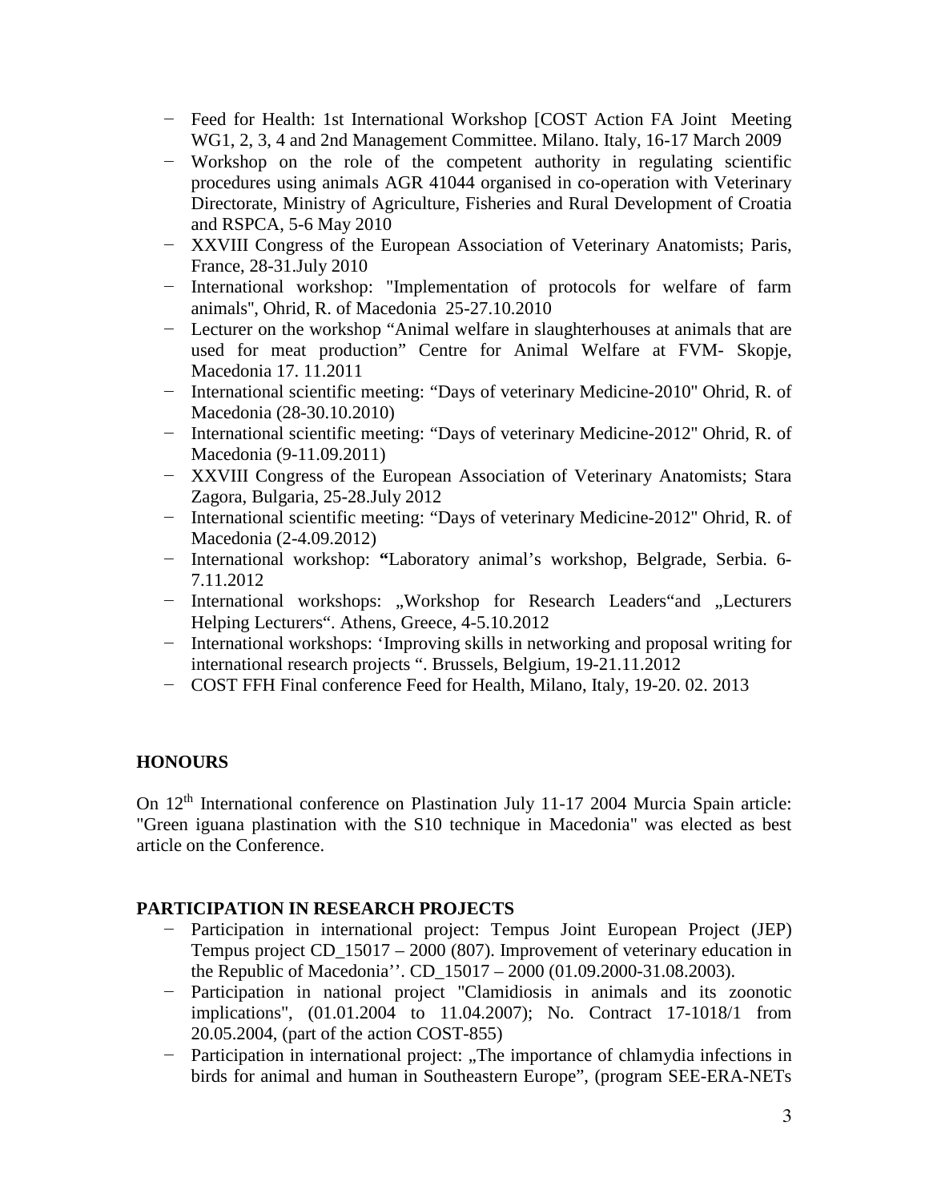- Feed for Health: 1st International Workshop [COST Action FA Joint Meeting WG1, 2, 3, 4 and 2nd Management Committee. Milano. Italy, 16-17 March 2009
- Workshop on the role of the competent authority in regulating scientific procedures using animals AGR 41044 organised in co-operation with Veterinary Directorate, Ministry of Agriculture, Fisheries and Rural Development of Croatia and RSPCA, 5-6 May 2010
- XXVIII Congress of the European Association of Veterinary Anatomists; Paris, France, 28-31.July 2010
- International workshop: "Implementation of protocols for welfare of farm animals", Ohrid, R. of Macedonia 25-27.10.2010
- Lecturer on the workshop "Animal welfare in slaughterhouses at animals that are used for meat production" Centre for Animal Welfare at FVM- Skopje, Macedonia 17. 11.2011
- International scientific meeting: "Days of veterinary Medicine-2010" Ohrid, R. of Macedonia (28-30.10.2010)
- International scientific meeting: "Days of veterinary Medicine-2012" Ohrid, R. of Macedonia (9-11.09.2011)
- XXVIII Congress of the European Association of Veterinary Anatomists; Stara Zagora, Bulgaria, 25-28.July 2012
- International scientific meeting: "Days of veterinary Medicine-2012" Ohrid, R. of Macedonia (2-4.09.2012)
- International workshop: **"**Laboratory animal's workshop, Belgrade, Serbia. 6-7.11.2012
- International workshops: „Workshop for Research Leaders"and „Lecturers Helping Lecturers". Athens, Greece, 4-5.10.2012
- International workshops: 'Improving skills in networking and proposal writing for international research projects ". Brussels, Belgium, 19-21.11.2012
- COST FFH Final conference Feed for Health, Milano, Italy, 19-20. 02. 2013

## HONOURS

On 12th International conference on Plastination July 11-17 2004 Murcia Spain article: "Green iguana plastination with the S10 technique in Macedonia" was elected as best article on the Conference.

## PARTICIPATION IN RESEARCH PROJECTS

- Participation in international project: Tempus Joint European Project (JEP) Tempus project CD_15017 – 2000 (807). Improvement of veterinary education in the Republic of Macedonia''. CD_15017 – 2000 (01.09.2000-31.08.2003).
- Participation in national project "Clamidiosis in animals and its zoonotic implications", (01.01.2004 to 11.04.2007); No. Contract 17-1018/1 from 20.05.2004, (part of the action COST-855)
- Participation in international project: „The importance of chlamydia infections in birds for animal and human in Southeastern Europe", (program SEE-ERA-NETs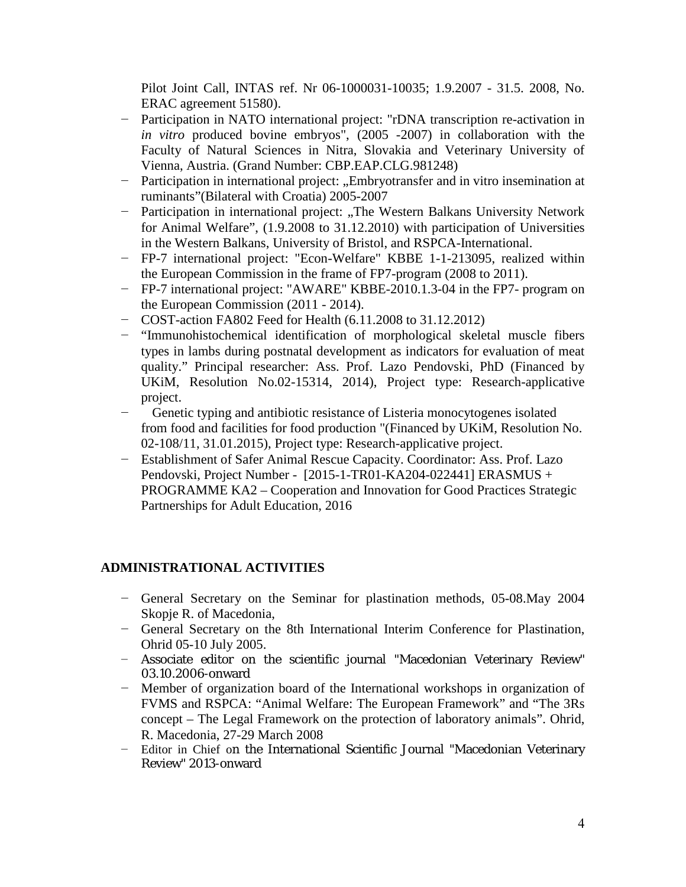Pilot Joint Call, INTAS ref. Nr 06-1000031-10035; 1.9.2007 - 31.5. 2008, No. ERAC agreement 51580).

- Participation in NATO international project: "rDNA transcription re-activation in *in vitro* produced bovine embryos", (2005 -2007) in collaboration with the Faculty of Natural Sciences in Nitra, Slovakia and Veterinary University of Vienna, Austria. (Grand Number: CBP.EAP.CLG.981248)
- Participation in international project: „Embryotransfer and in vitro insemination at ruminants"(Bilateral with Croatia) 2005-2007
- Participation in international project: „The Western Balkans University Network for Animal Welfare", (1.9.2008 to 31.12.2010) with participation of Universities in the Western Balkans, University of Bristol, and RSPCA-International.
- FP-7 international project: "Econ-Welfare" KBBE 1-1-213095, realized within the European Commission in the frame of FP7-program (2008 to 2011).
- FP-7 international project: "AWARE" KBBE-2010.1.3-04 in the FP7- program on the European Commission (2011 - 2014).
- COST-action FA802 Feed for Health (6.11.2008 to 31.12.2012)
- "Immunohistochemical identification of morphological skeletal muscle fibers types in lambs during postnatal development as indicators for evaluation of meat quality." Principal researcher: Ass. Prof. Lazo Pendovski, PhD (Financed by UKiM, Resolution No.02-15314, 2014), Project type: Research-applicative project.
- Genetic typing and antibiotic resistance of Listeria monocytogenes isolated from food and facilities for food production "(Financed by UKiM, Resolution No. 02-108/11, 31.01.2015), Project type: Research-applicative project.
- Establishment of Safer Animal Rescue Capacity. Coordinator: Ass. Prof. Lazo Pendovski, Project Number - [2015-1-TR01-KA204-022441] ERASMUS + PROGRAMME KA2 – Cooperation and Innovation for Good Practices Strategic Partnerships for Adult Education, 2016

## ADMINISTRATIONAL ACTIVITIES

- General Secretary on the Seminar for plastination methods, 05-08.May 2004 Skopje R. of Macedonia,
- General Secretary on the 8th International Interim Conference for Plastination, Ohrid 05-10 July 2005.
- Associate editor on the scientific journal "Macedonian Veterinary Review" 03.10.2006-onward
- Member of organization board of the International workshops in organization of FVMS and RSPCA: "Animal Welfare: The European Framework" and "The 3Rs concept – The Legal Framework on the protection of laboratory animals". Ohrid, R. Macedonia, 27-29 March 2008
- Editor in Chief on the International Scientific Journal "Macedonian Veterinary Review" 2013-onward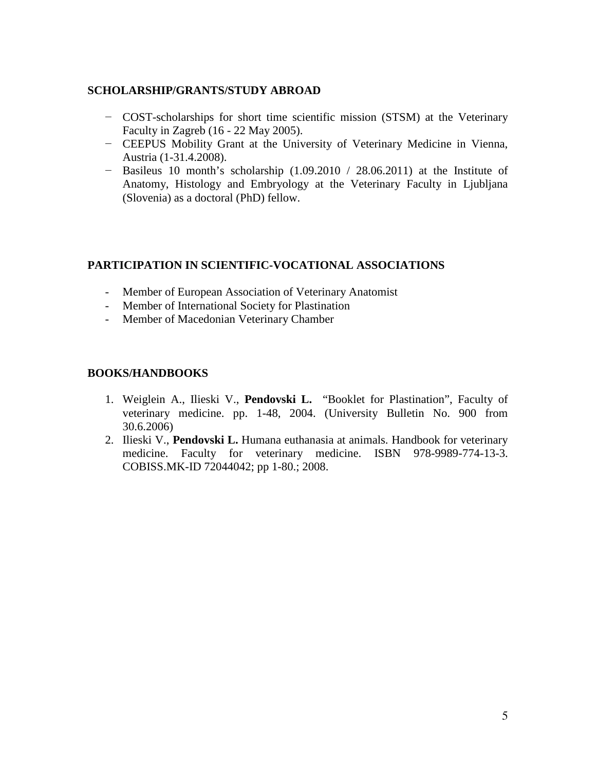## SCHOLARSHIP/GRANTS/STUDY ABROAD

- COST-scholarships for short time scientific mission (STSM) at the Veterinary Faculty in Zagreb (16 - 22 May 2005).
- CEEPUS Mobility Grant at the University of Veterinary Medicine in Vienna, Austria (1-31.4.2008).
- Basileus 10 month's scholarship (1.09.2010 / 28.06.2011) at the Institute of Anatomy, Histology and Embryology at the Veterinary Faculty in Ljubljana (Slovenia) as a doctoral (PhD) fellow.

## PARTICIPATION IN SCIENTIFIC-VOCATIONAL ASSOCIATIONS

- Member of European Association of Veterinary Anatomist
- Member of International Society for Plastination
- Member of Macedonian Veterinary Chamber

## BOOKS/HANDBOOKS

1. Weiglein A., Ilieski V., **Pendovski L.** "Booklet for Plastination", Faculty of veterinary medicine. pp. 1-48, 2004. (University Bulletin No. 900 from 30.6.2006)
2. Ilieski V., **Pendovski L.** Humana euthanasia at animals. Handbook for veterinary medicine. Faculty for veterinary medicine. ISBN 978-9989-774-13-3. COBISS.MK-ID 72044042; pp 1-80.; 2008.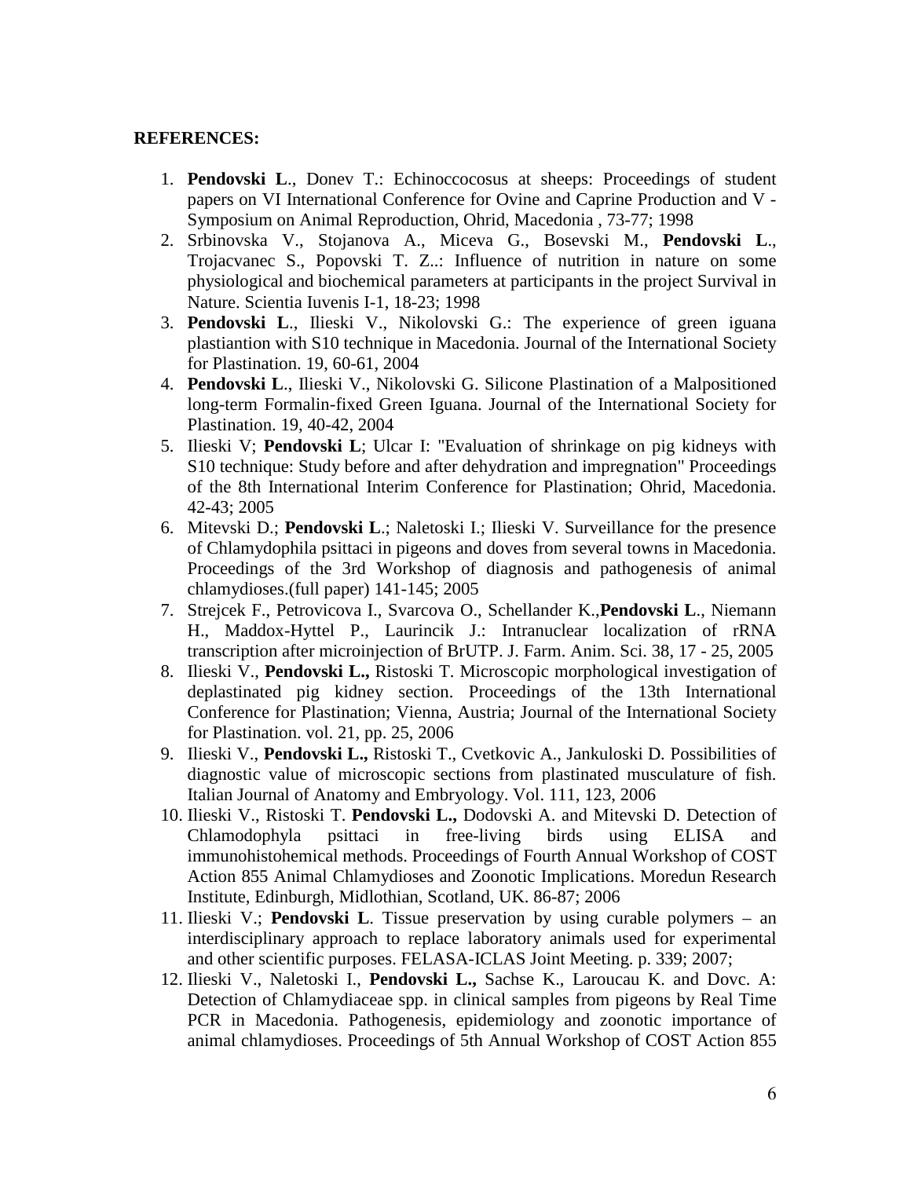**REFERENCES:**

1. **Pendovski L**., Donev T.: Echinoccocosus at sheeps: Proceedings of student papers on VI International Conference for Ovine and Caprine Production and V - Symposium on Animal Reproduction, Ohrid, Macedonia , 73-77; 1998
2. Srbinovska V., Stojanova A., Miceva G., Bosevski M., **Pendovski L**., Trojacvanec S., Popovski T. Z..: Influence of nutrition in nature on some physiological and biochemical parameters at participants in the project Survival in Nature. Scientia Iuvenis I-1, 18-23; 1998
3. **Pendovski L**., Ilieski V., Nikolovski G.: The experience of green iguana plastiantion with S10 technique in Macedonia. Journal of the International Society for Plastination. 19, 60-61, 2004
4. **Pendovski L**., Ilieski V., Nikolovski G. Silicone Plastination of a Malpositioned long-term Formalin-fixed Green Iguana. Journal of the International Society for Plastination. 19, 40-42, 2004
5. Ilieski V; **Pendovski L**; Ulcar I: "Evaluation of shrinkage on pig kidneys with S10 technique: Study before and after dehydration and impregnation" Proceedings of the 8th International Interim Conference for Plastination; Ohrid, Macedonia. 42-43; 2005
6. Mitevski D.; **Pendovski L**.; Naletoski I.; Ilieski V. Surveillance for the presence of Chlamydophila psittaci in pigeons and doves from several towns in Macedonia. Proceedings of the 3rd Workshop of diagnosis and pathogenesis of animal chlamydioses.(full paper) 141-145; 2005
7. Strejcek F., Petrovicova I., Svarcova O., Schellander K.,**Pendovski L**., Niemann H., Maddox-Hyttel P., Laurincik J.: Intranuclear localization of rRNA transcription after microinjection of BrUTP. J. Farm. Anim. Sci. 38, 17 - 25, 2005
8. Ilieski V., **Pendovski L.,** Ristoski T. Microscopic morphological investigation of deplastinated pig kidney section. Proceedings of the 13th International Conference for Plastination; Vienna, Austria; Journal of the International Society for Plastination. vol. 21, pp. 25, 2006
9. Ilieski V., **Pendovski L.,** Ristoski T., Cvetkovic A., Jankuloski D. Possibilities of diagnostic value of microscopic sections from plastinated musculature of fish. Italian Journal of Anatomy and Embryology. Vol. 111, 123, 2006
10. Ilieski V., Ristoski T. **Pendovski L.,** Dodovski A. and Mitevski D. Detection of Chlamodophyla psittaci in free-living birds using ELISA and immunohistohemical methods. Proceedings of Fourth Annual Workshop of COST Action 855 Animal Chlamydioses and Zoonotic Implications. Moredun Research Institute, Edinburgh, Midlothian, Scotland, UK. 86-87; 2006
11. Ilieski V.; **Pendovski L**. Tissue preservation by using curable polymers – an interdisciplinary approach to replace laboratory animals used for experimental and other scientific purposes. FELASA-ICLAS Joint Meeting. p. 339; 2007;
12. Ilieski V., Naletoski I., **Pendovski L.,** Sachse K., Laroucau K. and Dovc. A: Detection of Chlamydiaceae spp. in clinical samples from pigeons by Real Time PCR in Macedonia. Pathogenesis, epidemiology and zoonotic importance of animal chlamydioses. Proceedings of 5th Annual Workshop of COST Action 855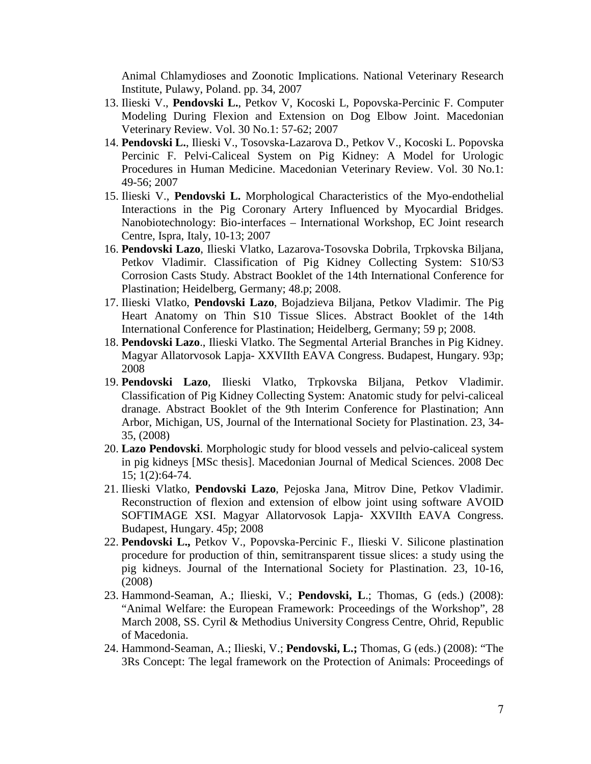Animal Chlamydioses and Zoonotic Implications. National Veterinary Research Institute, Pulawy, Poland. pp. 34, 2007

13. Ilieski V., **Pendovski L.**, Petkov V, Kocoski L, Popovska-Percinic F. Computer Modeling During Flexion and Extension on Dog Elbow Joint. Macedonian Veterinary Review. Vol. 30 No.1: 57-62; 2007
14. **Pendovski L.**, Ilieski V., Tosovska-Lazarova D., Petkov V., Kocoski L. Popovska Percinic F. Pelvi-Caliceal System on Pig Kidney: A Model for Urologic Procedures in Human Medicine. Macedonian Veterinary Review. Vol. 30 No.1: 49-56; 2007
15. Ilieski V., **Pendovski L.** Morphological Characteristics of the Myo-endothelial Interactions in the Pig Coronary Artery Influenced by Myocardial Bridges. Nanobiotechnology: Bio-interfaces – International Workshop, EC Joint research Centre, Ispra, Italy, 10-13; 2007
16. **Pendovski Lazo**, Ilieski Vlatko, Lazarova-Tosovska Dobrila, Trpkovska Biljana, Petkov Vladimir. Classification of Pig Kidney Collecting System: S10/S3 Corrosion Casts Study. Abstract Booklet of the 14th International Conference for Plastination; Heidelberg, Germany; 48.p; 2008.
17. Ilieski Vlatko, **Pendovski Lazo**, Bojadzieva Biljana, Petkov Vladimir. The Pig Heart Anatomy on Thin S10 Tissue Slices. Abstract Booklet of the 14th International Conference for Plastination; Heidelberg, Germany; 59 p; 2008.
18. **Pendovski Lazo**., Ilieski Vlatko. The Segmental Arterial Branches in Pig Kidney. Magyar Allatorvosok Lapja- XXVIIth EAVA Congress. Budapest, Hungary. 93p; 2008
19. **Pendovski Lazo**, Ilieski Vlatko, Trpkovska Biljana, Petkov Vladimir. Classification of Pig Kidney Collecting System: Anatomic study for pelvi-caliceal dranage. Abstract Booklet of the 9th Interim Conference for Plastination; Ann Arbor, Michigan, US, Journal of the International Society for Plastination. 23, 34-35, (2008)
20. **Lazo Pendovski**. Morphologic study for blood vessels and pelvio-caliceal system in pig kidneys [MSc thesis]. Macedonian Journal of Medical Sciences. 2008 Dec 15; 1(2):64-74.
21. Ilieski Vlatko, **Pendovski Lazo**, Pejoska Jana, Mitrov Dine, Petkov Vladimir. Reconstruction of flexion and extension of elbow joint using software AVOID SOFTIMAGE XSI. Magyar Allatorvosok Lapja- XXVIIth EAVA Congress. Budapest, Hungary. 45p; 2008
22. **Pendovski L.,** Petkov V., Popovska-Percinic F., Ilieski V. Silicone plastination procedure for production of thin, semitransparent tissue slices: a study using the pig kidneys. Journal of the International Society for Plastination. 23, 10-16, (2008)
23. Hammond-Seaman, A.; Ilieski, V.; **Pendovski, L**.; Thomas, G (eds.) (2008): "Animal Welfare: the European Framework: Proceedings of the Workshop", 28 March 2008, SS. Cyril & Methodius University Congress Centre, Ohrid, Republic of Macedonia.
24. Hammond-Seaman, A.; Ilieski, V.; **Pendovski, L.;** Thomas, G (eds.) (2008): "The 3Rs Concept: The legal framework on the Protection of Animals: Proceedings of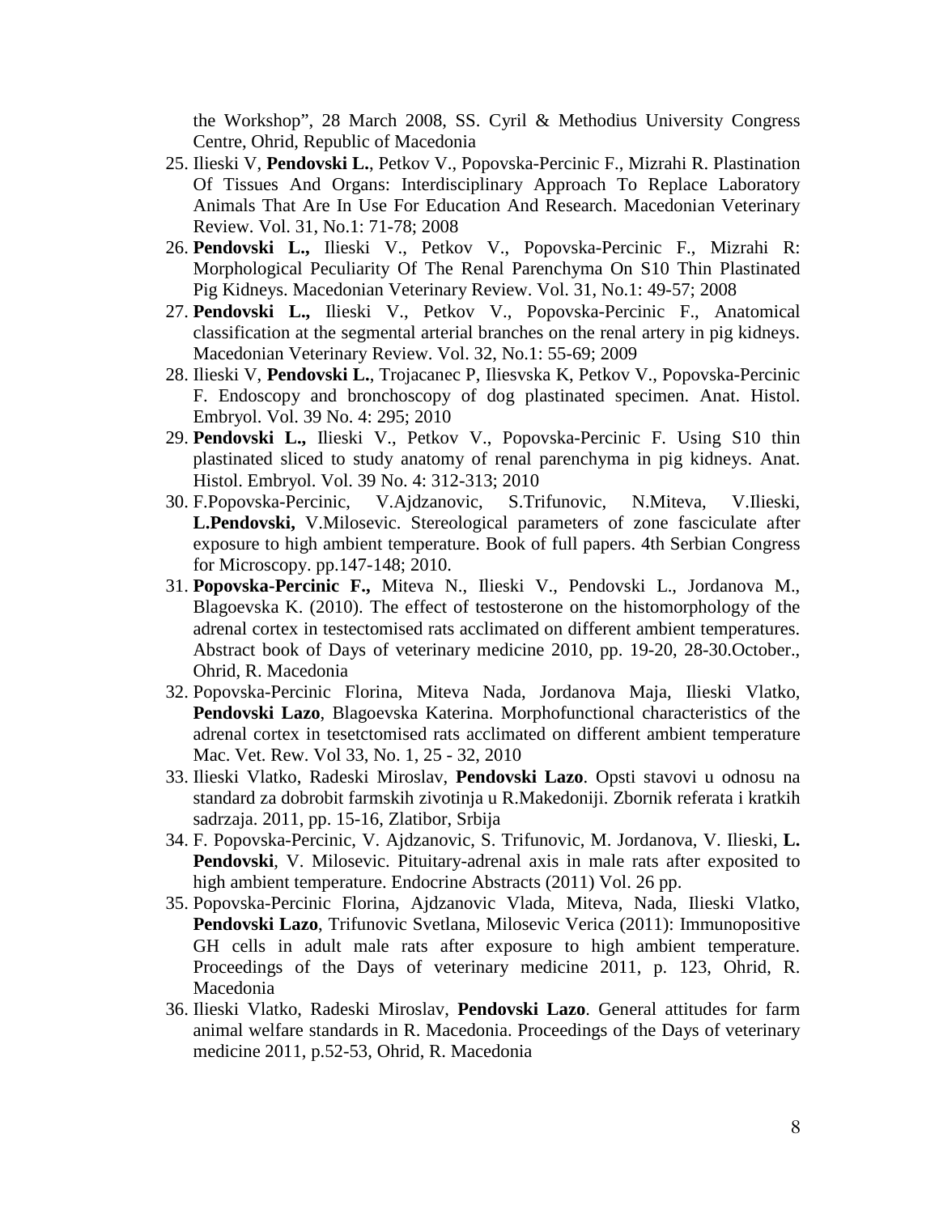the Workshop", 28 March 2008, SS. Cyril & Methodius University Congress Centre, Ohrid, Republic of Macedonia

25. Ilieski V, **Pendovski L.**, Petkov V., Popovska-Percinic F., Mizrahi R. Plastination Of Tissues And Organs: Interdisciplinary Approach To Replace Laboratory Animals That Are In Use For Education And Research. Macedonian Veterinary Review. Vol. 31, No.1: 71-78; 2008
26. **Pendovski L.,** Ilieski V., Petkov V., Popovska-Percinic F., Mizrahi R: Morphological Peculiarity Of The Renal Parenchyma On S10 Thin Plastinated Pig Kidneys. Macedonian Veterinary Review. Vol. 31, No.1: 49-57; 2008
27. **Pendovski L.,** Ilieski V., Petkov V., Popovska-Percinic F., Anatomical classification at the segmental arterial branches on the renal artery in pig kidneys. Macedonian Veterinary Review. Vol. 32, No.1: 55-69; 2009
28. Ilieski V, **Pendovski L.**, Trojacanec P, Iliesvska K, Petkov V., Popovska-Percinic F. Endoscopy and bronchoscopy of dog plastinated specimen. Anat. Histol. Embryol. Vol. 39 No. 4: 295; 2010
29. **Pendovski L.,** Ilieski V., Petkov V., Popovska-Percinic F. Using S10 thin plastinated sliced to study anatomy of renal parenchyma in pig kidneys. Anat. Histol. Embryol. Vol. 39 No. 4: 312-313; 2010
30. F.Popovska-Percinic, V.Ajdzanovic, S.Trifunovic, N.Miteva, V.Ilieski, **L.Pendovski,** V.Milosevic. Stereological parameters of zone fasciculate after exposure to high ambient temperature. Book of full papers. 4th Serbian Congress for Microscopy. pp.147-148; 2010.
31. **Popovska-Percinic F.,** Miteva N., Ilieski V., Pendovski L., Jordanova M., Blagoevska K. (2010). The effect of testosterone on the histomorphology of the adrenal cortex in testectomised rats acclimated on different ambient temperatures. Abstract book of Days of veterinary medicine 2010, pp. 19-20, 28-30.October., Ohrid, R. Macedonia
32. Popovska-Percinic Florina, Miteva Nada, Jordanova Maja, Ilieski Vlatko, **Pendovski Lazo**, Blagoevska Katerina. Morphofunctional characteristics of the adrenal cortex in tesetctomised rats acclimated on different ambient temperature Mac. Vet. Rew. Vol 33, No. 1, 25 - 32, 2010
33. Ilieski Vlatko, Radeski Miroslav, **Pendovski Lazo**. Opsti stavovi u odnosu na standard za dobrobit farmskih zivotinja u R.Makedoniji. Zbornik referata i kratkih sadrzaja. 2011, pp. 15-16, Zlatibor, Srbija
34. F. Popovska-Percinic, V. Ajdzanovic, S. Trifunovic, M. Jordanova, V. Ilieski, **L. Pendovski**, V. Milosevic. Pituitary-adrenal axis in male rats after exposited to high ambient temperature. Endocrine Abstracts (2011) Vol. 26 pp.
35. Popovska-Percinic Florina, Ajdzanovic Vlada, Miteva, Nada, Ilieski Vlatko, **Pendovski Lazo**, Trifunovic Svetlana, Milosevic Verica (2011): Immunopositive GH cells in adult male rats after exposure to high ambient temperature. Proceedings of the Days of veterinary medicine 2011, p. 123, Ohrid, R. Macedonia
36. Ilieski Vlatko, Radeski Miroslav, **Pendovski Lazo**. General attitudes for farm animal welfare standards in R. Macedonia. Proceedings of the Days of veterinary medicine 2011, p.52-53, Ohrid, R. Macedonia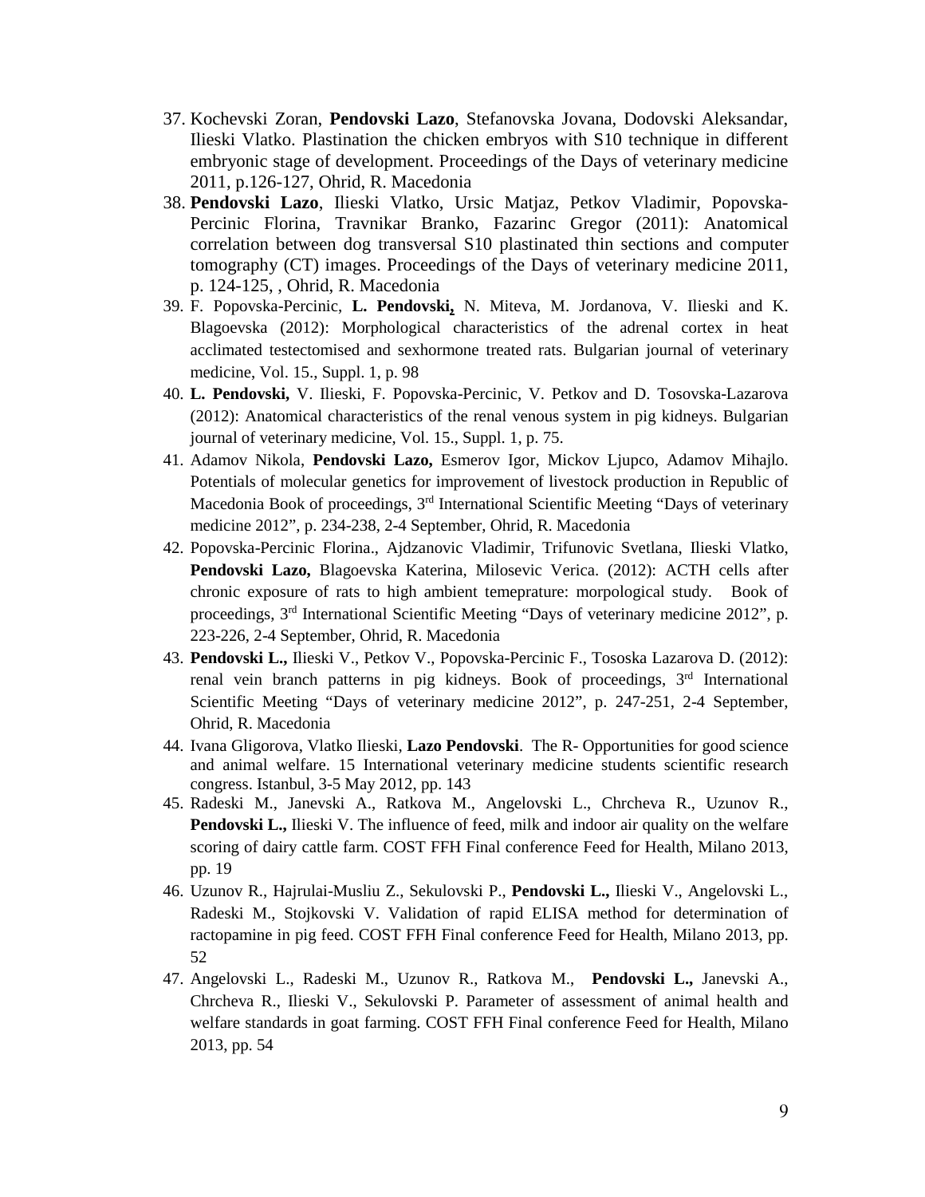37. Kochevski Zoran, **Pendovski Lazo**, Stefanovska Jovana, Dodovski Aleksandar, Ilieski Vlatko. Plastination the chicken embryos with S10 technique in different embryonic stage of development. Proceedings of the Days of veterinary medicine 2011, p.126-127, Ohrid, R. Macedonia
38. **Pendovski Lazo**, Ilieski Vlatko, Ursic Matjaz, Petkov Vladimir, Popovska-Percinic Florina, Travnikar Branko, Fazarinc Gregor (2011): Anatomical correlation between dog transversal S10 plastinated thin sections and computer tomography (CT) images. Proceedings of the Days of veterinary medicine 2011, p. 124-125, , Ohrid, R. Macedonia
39. F. Popovska-Percinic, **L. Pendovski,** N. Miteva, M. Jordanova, V. Ilieski and K. Blagoevska (2012): Morphological characteristics of the adrenal cortex in heat acclimated testectomised and sexhormone treated rats. Bulgarian journal of veterinary medicine, Vol. 15., Suppl. 1, p. 98
40. **L. Pendovski,** V. Ilieski, F. Popovska-Percinic, V. Petkov and D. Tosovska-Lazarova (2012): Anatomical characteristics of the renal venous system in pig kidneys. Bulgarian journal of veterinary medicine, Vol. 15., Suppl. 1, p. 75.
41. Adamov Nikola, **Pendovski Lazo,** Esmerov Igor, Mickov Ljupco, Adamov Mihajlo. Potentials of molecular genetics for improvement of livestock production in Republic of Macedonia Book of proceedings, 3rd International Scientific Meeting "Days of veterinary medicine 2012", p. 234-238, 2-4 September, Ohrid, R. Macedonia
42. Popovska-Percinic Florina., Ajdzanovic Vladimir, Trifunovic Svetlana, Ilieski Vlatko, **Pendovski Lazo,** Blagoevska Katerina, Milosevic Verica. (2012): ACTH cells after chronic exposure of rats to high ambient temeprature: morpological study. Book of proceedings, 3rd International Scientific Meeting "Days of veterinary medicine 2012", p. 223-226, 2-4 September, Ohrid, R. Macedonia
43. **Pendovski L.,** Ilieski V., Petkov V., Popovska-Percinic F., Tososka Lazarova D. (2012): renal vein branch patterns in pig kidneys. Book of proceedings, 3rd International Scientific Meeting "Days of veterinary medicine 2012", p. 247-251, 2-4 September, Ohrid, R. Macedonia
44. Ivana Gligorova, Vlatko Ilieski, **Lazo Pendovski**. The R- Opportunities for good science and animal welfare. 15 International veterinary medicine students scientific research congress. Istanbul, 3-5 May 2012, pp. 143
45. Radeski M., Janevski A., Ratkova M., Angelovski L., Chrcheva R., Uzunov R., **Pendovski L.,** Ilieski V. The influence of feed, milk and indoor air quality on the welfare scoring of dairy cattle farm. COST FFH Final conference Feed for Health, Milano 2013, pp. 19
46. Uzunov R., Hajrulai-Musliu Z., Sekulovski P., **Pendovski L.,** Ilieski V., Angelovski L., Radeski M., Stojkovski V. Validation of rapid ELISA method for determination of ractopamine in pig feed. COST FFH Final conference Feed for Health, Milano 2013, pp. 52
47. Angelovski L., Radeski M., Uzunov R., Ratkova M., **Pendovski L.,** Janevski A., Chrcheva R., Ilieski V., Sekulovski P. Parameter of assessment of animal health and welfare standards in goat farming. COST FFH Final conference Feed for Health, Milano 2013, pp. 54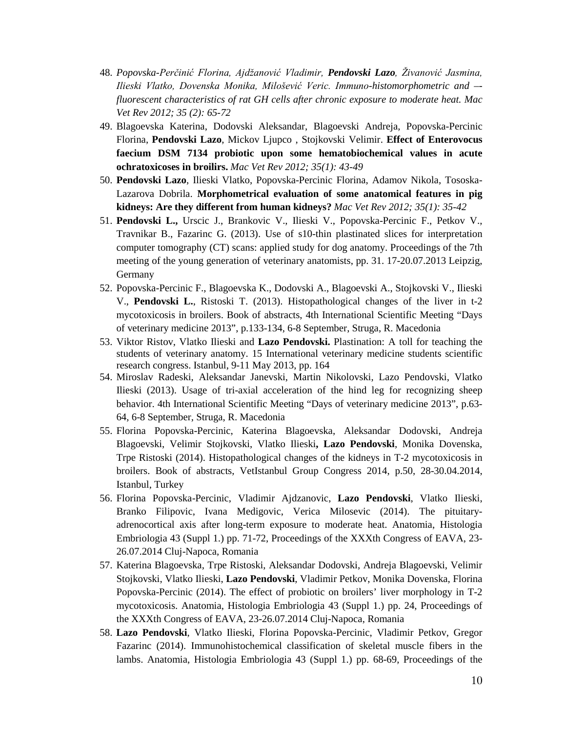48. *Popovska-Perčinić Florina, Ajdžanović Vladimir, **Pendovski Lazo**, Živanović Jasmina, Ilieski Vlatko, Dovenska Monika, Milošević Veric. Immuno-histomorphometric and –-fluorescent characteristics of rat GH cells after chronic exposure to moderate heat. Mac Vet Rev 2012; 35 (2): 65-72*
49. Blagoevska Katerina, Dodovski Aleksandar, Blagoevski Andreja, Popovska-Percinic Florina, **Pendovski Lazo**, Mickov Ljupco , Stojkovski Velimir. **Effect of Enterovocus faecium DSM 7134 probiotic upon some hematobiochemical values in acute ochratoxicoses in broilirs.** *Mac Vet Rev 2012; 35(1): 43-49*
50. **Pendovski Lazo**, Ilieski Vlatko, Popovska-Percinic Florina, Adamov Nikola, Tososka-Lazarova Dobrila. **Morphometrical evaluation of some anatomical features in pig kidneys: Are they different from human kidneys?** *Mac Vet Rev 2012; 35(1): 35-42*
51. **Pendovski L.,** Urscic J., Brankovic V., Ilieski V., Popovska-Percinic F., Petkov V., Travnikar B., Fazarinc G. (2013). Use of s10-thin plastinated slices for interpretation computer tomography (CT) scans: applied study for dog anatomy. Proceedings of the 7th meeting of the young generation of veterinary anatomists, pp. 31. 17-20.07.2013 Leipzig, Germany
52. Popovska-Percinic F., Blagoevska K., Dodovski A., Blagoevski A., Stojkovski V., Ilieski V., **Pendovski L.**, Ristoski T. (2013). Histopathological changes of the liver in t-2 mycotoxicosis in broilers. Book of abstracts, 4th International Scientific Meeting "Days of veterinary medicine 2013", p.133-134, 6-8 September, Struga, R. Macedonia
53. Viktor Ristov, Vlatko Ilieski and **Lazo Pendovski.** Plastination: A toll for teaching the students of veterinary anatomy. 15 International veterinary medicine students scientific research congress. Istanbul, 9-11 May 2013, pp. 164
54. Miroslav Radeski, Aleksandar Janevski, Martin Nikolovski, Lazo Pendovski, Vlatko Ilieski (2013). Usage of tri-axial acceleration of the hind leg for recognizing sheep behavior. 4th International Scientific Meeting "Days of veterinary medicine 2013", p.63-64, 6-8 September, Struga, R. Macedonia
55. Florina Popovska-Percinic, Katerina Blagoevska, Aleksandar Dodovski, Andreja Blagoevski, Velimir Stojkovski, Vlatko Ilieski**, Lazo Pendovski**, Monika Dovenska, Trpe Ristoski (2014). Histopathological changes of the kidneys in T-2 mycotoxicosis in broilers. Book of abstracts, VetIstanbul Group Congress 2014, p.50, 28-30.04.2014, Istanbul, Turkey
56. Florina Popovska-Percinic, Vladimir Ajdzanovic, **Lazo Pendovski**, Vlatko Ilieski, Branko Filipovic, Ivana Medigovic, Verica Milosevic (2014). The pituitary-adrenocortical axis after long-term exposure to moderate heat. Anatomia, Histologia Embriologia 43 (Suppl 1.) pp. 71-72, Proceedings of the XXXth Congress of EAVA, 23-26.07.2014 Cluj-Napoca, Romania
57. Katerina Blagoevska, Trpe Ristoski, Aleksandar Dodovski, Andreja Blagoevski, Velimir Stojkovski, Vlatko Ilieski, **Lazo Pendovski**, Vladimir Petkov, Monika Dovenska, Florina Popovska-Percinic (2014). The effect of probiotic on broilers' liver morphology in T-2 mycotoxicosis. Anatomia, Histologia Embriologia 43 (Suppl 1.) pp. 24, Proceedings of the XXXth Congress of EAVA, 23-26.07.2014 Cluj-Napoca, Romania
58. **Lazo Pendovski**, Vlatko Ilieski, Florina Popovska-Percinic, Vladimir Petkov, Gregor Fazarinc (2014). Immunohistochemical classification of skeletal muscle fibers in the lambs. Anatomia, Histologia Embriologia 43 (Suppl 1.) pp. 68-69, Proceedings of the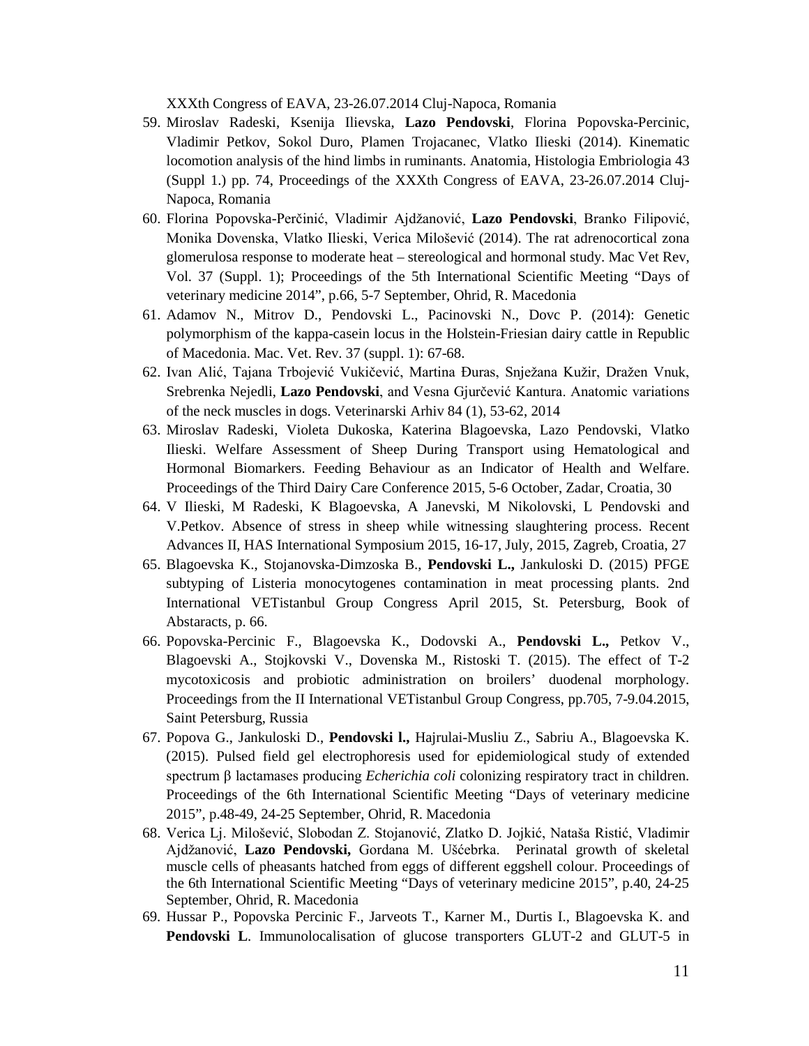XXXth Congress of EAVA, 23-26.07.2014 Cluj-Napoca, Romania

59. Miroslav Radeski, Ksenija Ilievska, **Lazo Pendovski**, Florina Popovska-Percinic, Vladimir Petkov, Sokol Duro, Plamen Trojacanec, Vlatko Ilieski (2014). Kinematic locomotion analysis of the hind limbs in ruminants. Anatomia, Histologia Embriologia 43 (Suppl 1.) pp. 74, Proceedings of the XXXth Congress of EAVA, 23-26.07.2014 Cluj-Napoca, Romania
60. Florina Popovska-Perčinić, Vladimir Ajdžanović, **Lazo Pendovski**, Branko Filipović, Monika Dovenska, Vlatko Ilieski, Verica Milošević (2014). The rat adrenocortical zona glomerulosa response to moderate heat – stereological and hormonal study. Mac Vet Rev, Vol. 37 (Suppl. 1); Proceedings of the 5th International Scientific Meeting "Days of veterinary medicine 2014", p.66, 5-7 September, Ohrid, R. Macedonia
61. Adamov N., Mitrov D., Pendovski L., Pacinovski N., Dovc P. (2014): Genetic polymorphism of the kappa-casein locus in the Holstein-Friesian dairy cattle in Republic of Macedonia. Mac. Vet. Rev. 37 (suppl. 1): 67-68.
62. Ivan Alić, Tajana Trbojević Vukičević, Martina Đuras, Snježana Kužir, Dražen Vnuk, Srebrenka Nejedli, **Lazo Pendovski**, and Vesna Gjurčević Kantura. Anatomic variations of the neck muscles in dogs. Veterinarski Arhiv 84 (1), 53-62, 2014
63. Miroslav Radeski, Violeta Dukoska, Katerina Blagoevska, Lazo Pendovski, Vlatko Ilieski. Welfare Assessment of Sheep During Transport using Hematological and Hormonal Biomarkers. Feeding Behaviour as an Indicator of Health and Welfare. Proceedings of the Third Dairy Care Conference 2015, 5-6 October, Zadar, Croatia, 30
64. V Ilieski, M Radeski, K Blagoevska, A Janevski, M Nikolovski, L Pendovski and V.Petkov. Absence of stress in sheep while witnessing slaughtering process. Recent Advances II, HAS International Symposium 2015, 16-17, July, 2015, Zagreb, Croatia, 27
65. Blagoevska K., Stojanovska-Dimzoska B., **Pendovski L.,** Jankuloski D. (2015) PFGE subtyping of Listeria monocytogenes contamination in meat processing plants. 2nd International VETistanbul Group Congress April 2015, St. Petersburg, Book of Abstaracts, p. 66.
66. Popovska-Percinic F., Blagoevska K., Dodovski A., **Pendovski L.,** Petkov V., Blagoevski A., Stojkovski V., Dovenska M., Ristoski T. (2015). The effect of T-2 mycotoxicosis and probiotic administration on broilers' duodenal morphology. Proceedings from the II International VETistanbul Group Congress, pp.705, 7-9.04.2015, Saint Petersburg, Russia
67. Popova G., Jankuloski D., **Pendovski l.,** Hajrulai-Musliu Z., Sabriu A., Blagoevska K. (2015). Pulsed field gel electrophoresis used for epidemiological study of extended spectrum β lactamases producing *Echerichia coli* colonizing respiratory tract in children. Proceedings of the 6th International Scientific Meeting "Days of veterinary medicine 2015", p.48-49, 24-25 September, Ohrid, R. Macedonia
68. Verica Lj. Milošević, Slobodan Z. Stojanović, Zlatko D. Jojkić, Nataša Ristić, Vladimir Ajdžanović, **Lazo Pendovski,** Gordana M. Ušćebrka. Perinatal growth of skeletal muscle cells of pheasants hatched from eggs of different eggshell colour. Proceedings of the 6th International Scientific Meeting "Days of veterinary medicine 2015", p.40, 24-25 September, Ohrid, R. Macedonia
69. Hussar P., Popovska Percinic F., Jarveots T., Karner M., Durtis I., Blagoevska K. and **Pendovski L**. Immunolocalisation of glucose transporters GLUT-2 and GLUT-5 in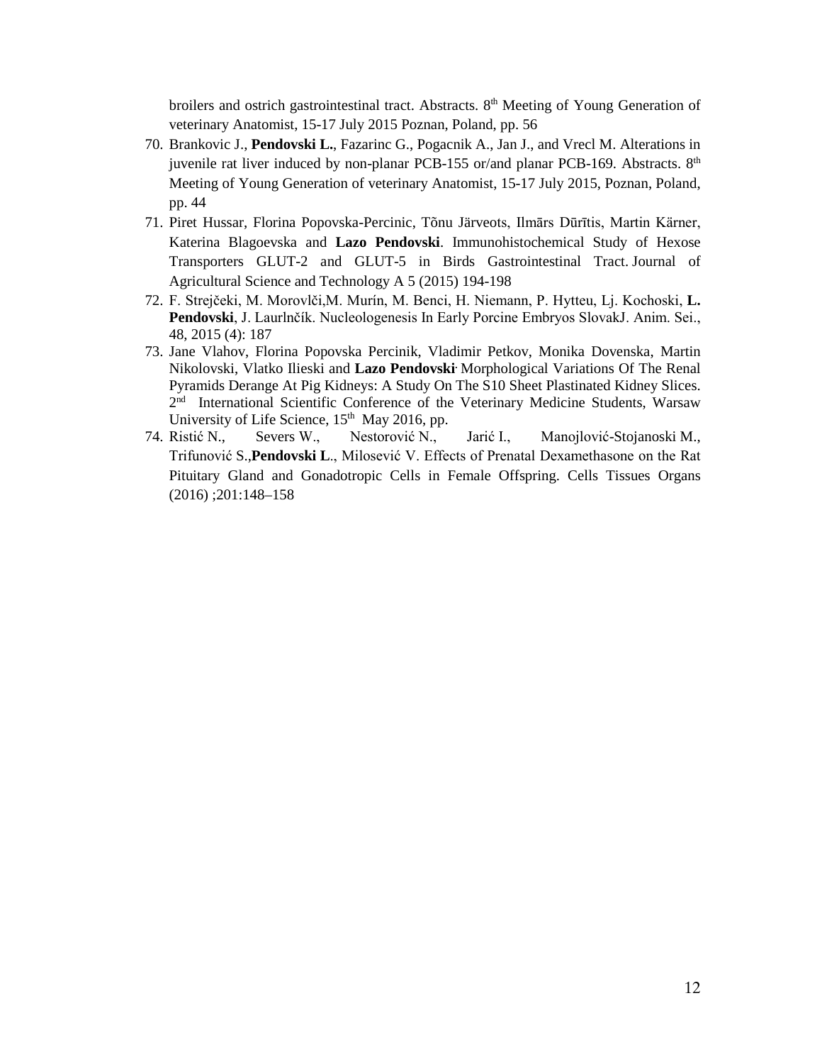broilers and ostrich gastrointestinal tract. Abstracts. 8th Meeting of Young Generation of veterinary Anatomist, 15-17 July 2015 Poznan, Poland, pp. 56

70. Brankovic J., **Pendovski L.**, Fazarinc G., Pogacnik A., Jan J., and Vrecl M. Alterations in juvenile rat liver induced by non-planar PCB-155 or/and planar PCB-169. Abstracts. 8th Meeting of Young Generation of veterinary Anatomist, 15-17 July 2015, Poznan, Poland, pp. 44
71. Piret Hussar, Florina Popovska-Percinic, Tõnu Järveots, Ilmārs Dūrītis, Martin Kärner, Katerina Blagoevska and **Lazo Pendovski**. Immunohistochemical Study of Hexose Transporters GLUT-2 and GLUT-5 in Birds Gastrointestinal Tract. Journal of Agricultural Science and Technology A 5 (2015) 194-198
72. F. Strejčeki, M. Morovlči,M. Murín, M. Benci, H. Niemann, P. Hytteu, Lj. Kochoski, **L. Pendovski**, J. Laurlnčík. Nucleologenesis In Early Porcine Embryos SlovakJ. Anim. Sei., 48, 2015 (4): 187
73. Jane Vlahov, Florina Popovska Percinik, Vladimir Petkov, Monika Dovenska, Martin Nikolovski, Vlatko Ilieski and **Lazo Pendovski**. Morphological Variations Of The Renal Pyramids Derange At Pig Kidneys: A Study On The S10 Sheet Plastinated Kidney Slices. 2nd International Scientific Conference of the Veterinary Medicine Students, Warsaw University of Life Science, 15th May 2016, pp.
74. Ristić N., Severs W., Nestorović N., Jarić I., Manojlović-Stojanoski M., Trifunović S.,**Pendovski L**., Milosević V. Effects of Prenatal Dexamethasone on the Rat Pituitary Gland and Gonadotropic Cells in Female Offspring. Cells Tissues Organs (2016) ;201:148–158